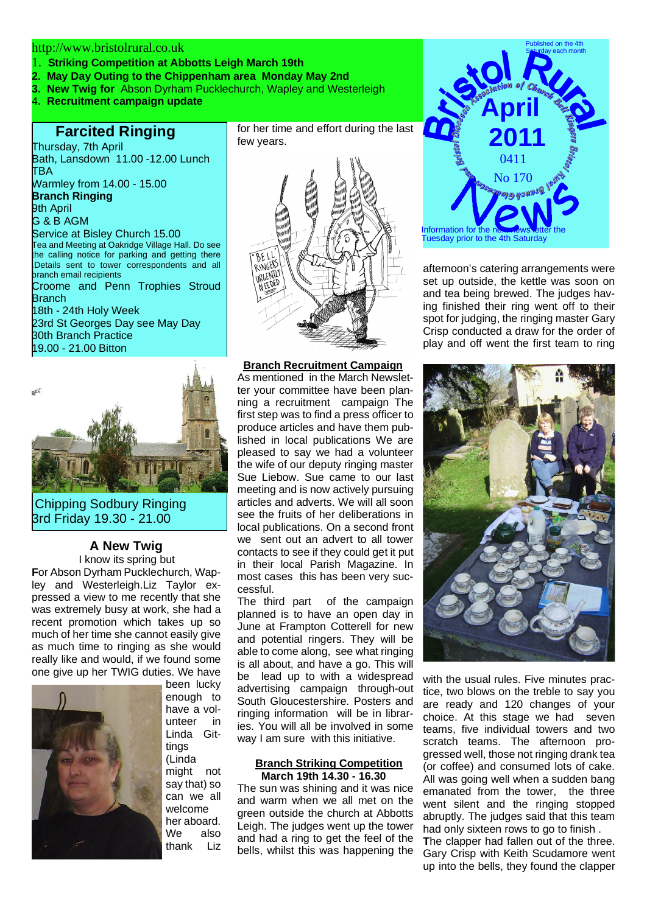http://www.bristolrural.co.uk

1. **Striking Competition at Abbotts Leigh March 19th**
2. **May Day Outing to the Chippenham area Monday May 2nd**
3. **New Twig for** Abson Dyrham Pucklechurch, Wapley and Westerleigh
4. **Recruitment campaign update**

Published on the 4th Saturday each month

# Bristol Rural News

Bristol Diocesan Association of Church Bell Ringers Bristol Rural Branch Gloucestershire

**April 2011**

0411

No 170

Information for the next newsletter the Tuesday prior to the 4th Saturday

## Farcited Ringing

Thursday, 7th April
Bath, Lansdown 11.00 -12.00 Lunch TBA
Warmley from 14.00 - 15.00

**Branch Ringing**

9th April
G & B AGM
Service at Bisley Church 15.00
Tea and Meeting at Oakridge Village Hall. Do see the calling notice for parking and getting there .Details sent to tower correspondents and all branch email recipients
Croome and Penn Trophies Stroud Branch
18th - 24th Holy Week
23rd St Georges Day see May Day
30th Branch Practice
19.00 - 21.00 Bitton

Chipping Sodbury Ringing
3rd Friday 19.30 - 21.00

### A New Twig

I know its spring but

**F**or Abson Dyrham Pucklechurch, Wapley and Westerleigh.Liz Taylor expressed a view to me recently that she was extremely busy at work, she had a recent promotion which takes up so much of her time she cannot easily give as much time to ringing as she would really like and would, if we found some one give up her TWIG duties. We have been lucky enough to have a volunteer in Linda Gittings (Linda might not say that) so can we all welcome her aboard. We also thank Liz for her time and effort during the last few years.

### Branch Recruitment Campaign

As mentioned in the March Newsletter your committee have been planning a recruitment campaign The first step was to find a press officer to produce articles and have them published in local publications We are pleased to say we had a volunteer the wife of our deputy ringing master Sue Liebow. Sue came to our last meeting and is now actively pursuing articles and adverts. We will all soon see the fruits of her deliberations in local publications. On a second front we sent out an advert to all tower contacts to see if they could get it put in their local Parish Magazine. In most cases this has been very successful.
The third part of the campaign planned is to have an open day in June at Frampton Cotterell for new and potential ringers. They will be able to come along, see what ringing is all about, and have a go. This will be lead up to with a widespread advertising campaign through-out South Gloucestershire. Posters and ringing information will be in libraries. You will all be involved in some way I am sure with this initiative.

### Branch Striking Competition
**March 19th 14.30 - 16.30**

The sun was shining and it was nice and warm when we all met on the green outside the church at Abbotts Leigh. The judges went up the tower and had a ring to get the feel of the bells, whilst this was happening the afternoon's catering arrangements were set up outside, the kettle was soon on and tea being brewed. The judges having finished their ring went off to their spot for judging, the ringing master Gary Crisp conducted a draw for the order of play and off went the first team to ring with the usual rules. Five minutes practice, two blows on the treble to say you are ready and 120 changes of your choice. At this stage we had seven teams, five individual towers and two scratch teams. The afternoon progressed well, those not ringing drank tea (or coffee) and consumed lots of cake. All was going well when a sudden bang emanated from the tower, the three went silent and the ringing stopped abruptly. The judges said that this team had only sixteen rows to go to finish .
**T**he clapper had fallen out of the three. Gary Crisp with Keith Scudamore went up into the bells, they found the clapper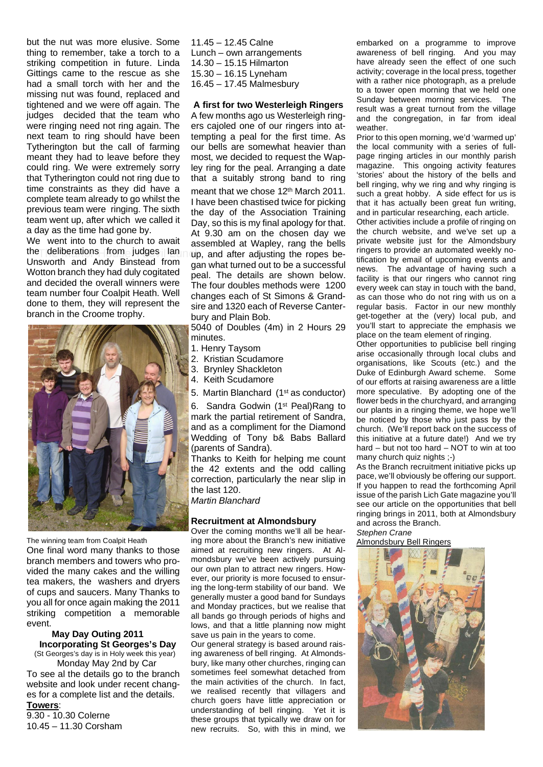but the nut was more elusive. Some thing to remember, take a torch to a striking competition in future. Linda Gittings came to the rescue as she had a small torch with her and the missing nut was found, replaced and tightened and we were off again. The judges decided that the team who were ringing need not ring again. The next team to ring should have been Tytherington but the call of farming meant they had to leave before they could ring. We were extremely sorry that Tytherington could not ring due to time constraints as they did have a complete team already to go whilst the previous team were ringing. The sixth team went up, after which we called it a day as the time had gone by.

We went into to the church to await the deliberations from judges Ian Unsworth and Andy Binstead from Wotton branch they had duly cogitated and decided the overall winners were team number four Coalpit Heath. Well done to them, they will represent the branch in the Croome trophy.

The winning team from Coalpit Heath

One final word many thanks to those branch members and towers who provided the many cakes and the willing tea makers, the washers and dryers of cups and saucers. Many Thanks to you all for once again making the 2011 striking competition a memorable event.

**May Day Outing 2011**
**Incorporating St Georges's Day**
(St Georges's day is in Holy week this year)
Monday May 2nd by Car

To see al the details go to the branch website and look under recent changes for a complete list and the details.

**Towers**:

9.30 - 10.30 Colerne
10.45 – 11.30 Corsham
11.45 – 12.45 Calne
Lunch – own arrangements
14.30 – 15.15 Hilmarton
15.30 – 16.15 Lyneham
16.45 – 17.45 Malmesbury

**A first for two Westerleigh Ringers**

A few months ago us Westerleigh ringers cajoled one of our ringers into attempting a peal for the first time. As our bells are somewhat heavier than most, we decided to request the Wapley ring for the peal. Arranging a date that a suitably strong band to ring meant that we chose 12th March 2011. I have been chastised twice for picking the day of the Association Training Day, so this is my final apology for that. At 9.30 am on the chosen day we assembled at Wapley, rang the bells up, and after adjusting the ropes began what turned out to be a successful peal. The details are shown below. The four doubles methods were 1200 changes each of St Simons & Grandsire and 1320 each of Reverse Canterbury and Plain Bob.

5040 of Doubles (4m) in 2 Hours 29 minutes.

1. Henry Taysom
2. Kristian Scudamore
3. Brynley Shackleton
4. Keith Scudamore
5. Martin Blanchard (1st as conductor)
6. Sandra Godwin (1st Peal)

Rang to mark the partial retirement of Sandra, and as a compliment for the Diamond Wedding of Tony b& Babs Ballard (parents of Sandra).

Thanks to Keith for helping me count the 42 extents and the odd calling correction, particularly the near slip in the last 120.

*Martin Blanchard*

**Recruitment at Almondsbury**

Over the coming months we'll all be hearing more about the Branch's new initiative aimed at recruiting new ringers. At Almondsbury we've been actively pursuing our own plan to attract new ringers. However, our priority is more focused to ensuring the long-term stability of our band. We generally muster a good band for Sundays and Monday practices, but we realise that all bands go through periods of highs and lows, and that a little planning now might save us pain in the years to come.

Our general strategy is based around raising awareness of bell ringing. At Almondsbury, like many other churches, ringing can sometimes feel somewhat detached from the main activities of the church. In fact, we realised recently that villagers and church goers have little appreciation or understanding of bell ringing. Yet it is these groups that typically we draw on for new recruits. So, with this in mind, we embarked on a programme to improve awareness of bell ringing. And you may have already seen the effect of one such activity; coverage in the local press, together with a rather nice photograph, as a prelude to a tower open morning that we held one Sunday between morning services. The result was a great turnout from the village and the congregation, in far from ideal weather.

Prior to this open morning, we'd 'warmed up' the local community with a series of full-page ringing articles in our monthly parish magazine. This ongoing activity features 'stories' about the history of the bells and bell ringing, why we ring and why ringing is such a great hobby. A side effect for us is that it has actually been great fun writing, and in particular researching, each article.

Other activities include a profile of ringing on the church website, and we've set up a private website just for the Almondsbury ringers to provide an automated weekly notification by email of upcoming events and news. The advantage of having such a facility is that our ringers who cannot ring every week can stay in touch with the band, as can those who do not ring with us on a regular basis. Factor in our new monthly get-together at the (very) local pub, and you'll start to appreciate the emphasis we place on the team element of ringing.

Other opportunities to publicise bell ringing arise occasionally through local clubs and organisations, like Scouts (etc.) and the Duke of Edinburgh Award scheme. Some of our efforts at raising awareness are a little more speculative. By adopting one of the flower beds in the churchyard, and arranging our plants in a ringing theme, we hope we'll be noticed by those who just pass by the church. (We'll report back on the success of this initiative at a future date!) And we try hard – but not too hard – NOT to win at too many church quiz nights ;-)

As the Branch recruitment initiative picks up pace, we'll obviously be offering our support. If you happen to read the forthcoming April issue of the parish Lich Gate magazine you'll see our article on the opportunities that bell ringing brings in 2011, both at Almondsbury and across the Branch.

*Stephen Crane*
Almondsbury Bell Ringers